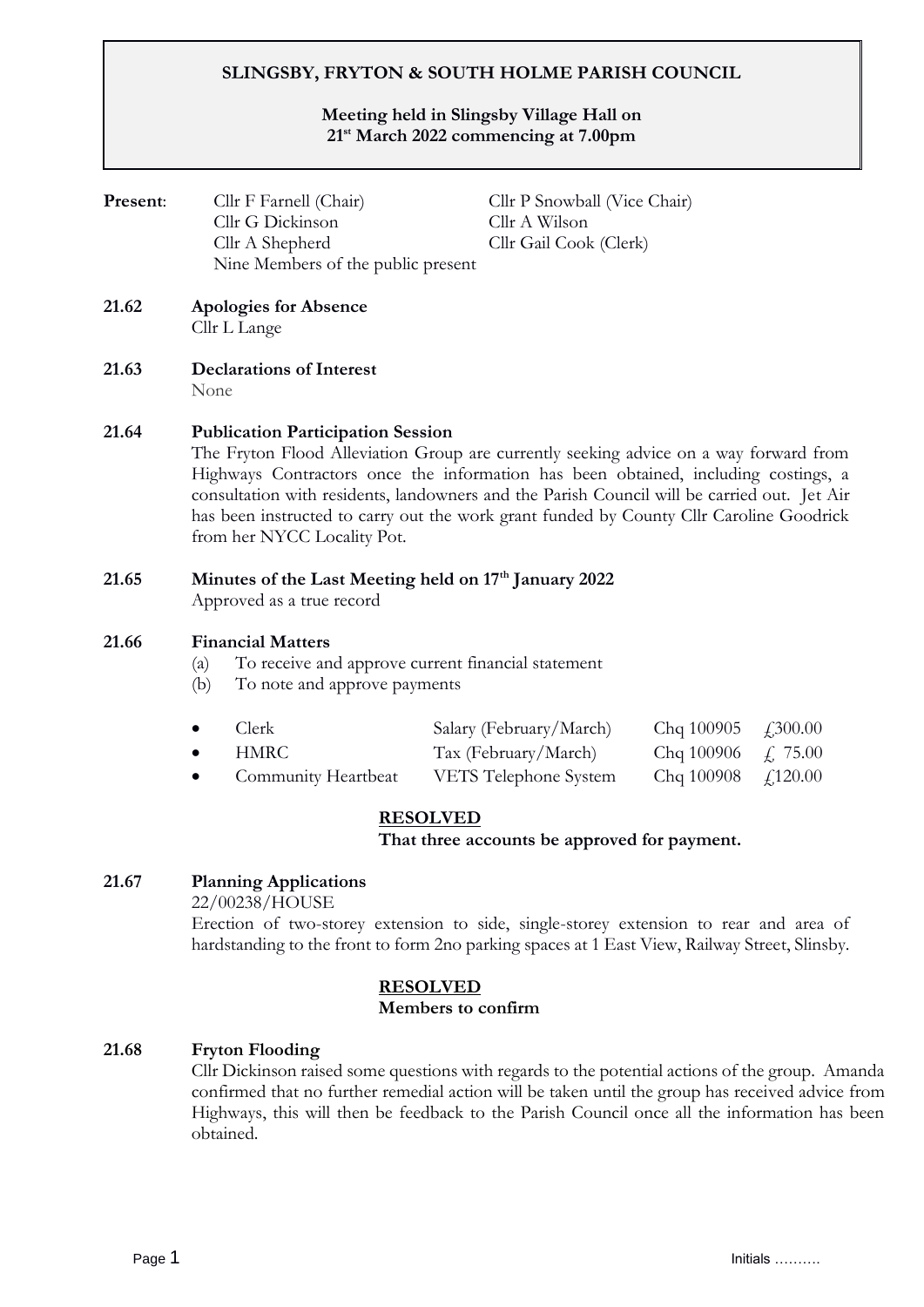# SLINGSBY, FRYTON & SOUTH HOLME PARISH COUNCIL

**Meeting held in Slingsby Village Hall on 21st March 2022 commencing at 7.00pm**

**Present**:

| | |
|---|---|
| Cllr F Farnell (Chair) | Cllr P Snowball (Vice Chair) |
| Cllr G Dickinson | Cllr A Wilson |
| Cllr A Shepherd | Cllr Gail Cook (Clerk) |
| Nine Members of the public present | |

**21.62 Apologies for Absence**

Cllr L Lange

**21.63 Declarations of Interest**

None

**21.64 Publication Participation Session**

The Fryton Flood Alleviation Group are currently seeking advice on a way forward from Highways Contractors once the information has been obtained, including costings, a consultation with residents, landowners and the Parish Council will be carried out. Jet Air has been instructed to carry out the work grant funded by County Cllr Caroline Goodrick from her NYCC Locality Pot.

**21.65 Minutes of the Last Meeting held on 17th January 2022**

Approved as a true record

**21.66 Financial Matters**

(a) To receive and approve current financial statement
(b) To note and approve payments

| | | | |
|---|---|---|---|
| • Clerk | Salary (February/March) | Chq 100905 | £300.00 |
| • HMRC | Tax (February/March) | Chq 100906 | £ 75.00 |
| • Community Heartbeat | VETS Telephone System | Chq 100908 | £120.00 |

**RESOLVED**
**That three accounts be approved for payment.**

**21.67 Planning Applications**

22/00238/HOUSE

Erection of two-storey extension to side, single-storey extension to rear and area of hardstanding to the front to form 2no parking spaces at 1 East View, Railway Street, Slinsby.

**RESOLVED**
**Members to confirm**

**21.68 Fryton Flooding**

Cllr Dickinson raised some questions with regards to the potential actions of the group. Amanda confirmed that no further remedial action will be taken until the group has received advice from Highways, this will then be feedback to the Parish Council once all the information has been obtained.

Initials ……….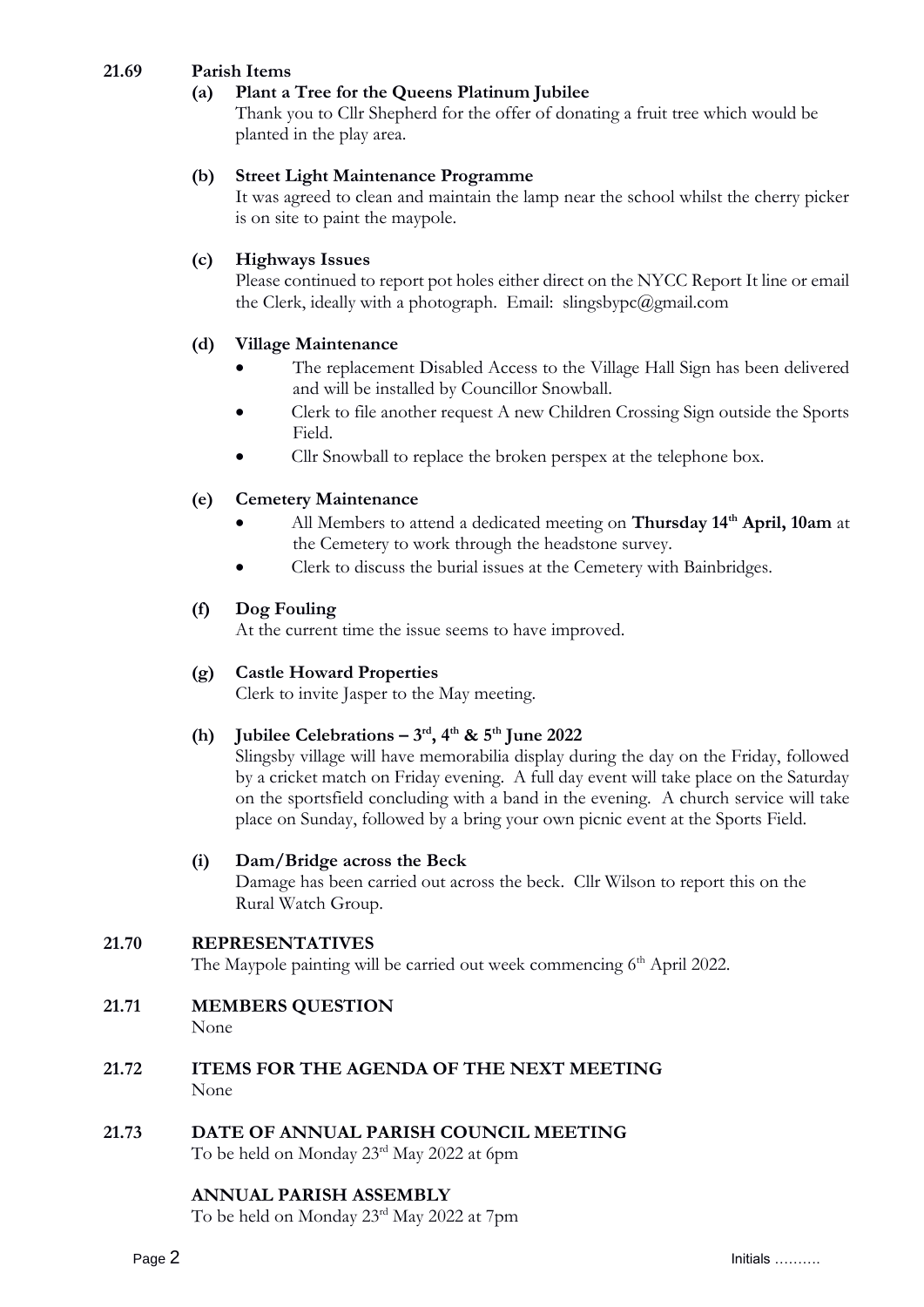**21.69 Parish Items**

**(a) Plant a Tree for the Queens Platinum Jubilee**

Thank you to Cllr Shepherd for the offer of donating a fruit tree which would be planted in the play area.

**(b) Street Light Maintenance Programme**

It was agreed to clean and maintain the lamp near the school whilst the cherry picker is on site to paint the maypole.

**(c) Highways Issues**

Please continued to report pot holes either direct on the NYCC Report It line or email the Clerk, ideally with a photograph. Email: slingsbypc@gmail.com

**(d) Village Maintenance**

- The replacement Disabled Access to the Village Hall Sign has been delivered and will be installed by Councillor Snowball.
- Clerk to file another request A new Children Crossing Sign outside the Sports Field.
- Cllr Snowball to replace the broken perspex at the telephone box.

**(e) Cemetery Maintenance**

- All Members to attend a dedicated meeting on **Thursday 14th April, 10am** at the Cemetery to work through the headstone survey.
- Clerk to discuss the burial issues at the Cemetery with Bainbridges.

**(f) Dog Fouling**

At the current time the issue seems to have improved.

**(g) Castle Howard Properties**

Clerk to invite Jasper to the May meeting.

**(h) Jubilee Celebrations – 3rd, 4th & 5th June 2022**

Slingsby village will have memorabilia display during the day on the Friday, followed by a cricket match on Friday evening. A full day event will take place on the Saturday on the sportsfield concluding with a band in the evening. A church service will take place on Sunday, followed by a bring your own picnic event at the Sports Field.

**(i) Dam/Bridge across the Beck**

Damage has been carried out across the beck. Cllr Wilson to report this on the Rural Watch Group.

**21.70 REPRESENTATIVES**

The Maypole painting will be carried out week commencing 6th April 2022.

**21.71 MEMBERS QUESTION**

None

**21.72 ITEMS FOR THE AGENDA OF THE NEXT MEETING**

None

**21.73 DATE OF ANNUAL PARISH COUNCIL MEETING**

To be held on Monday 23rd May 2022 at 6pm

**ANNUAL PARISH ASSEMBLY**

To be held on Monday 23rd May 2022 at 7pm

Initials ……….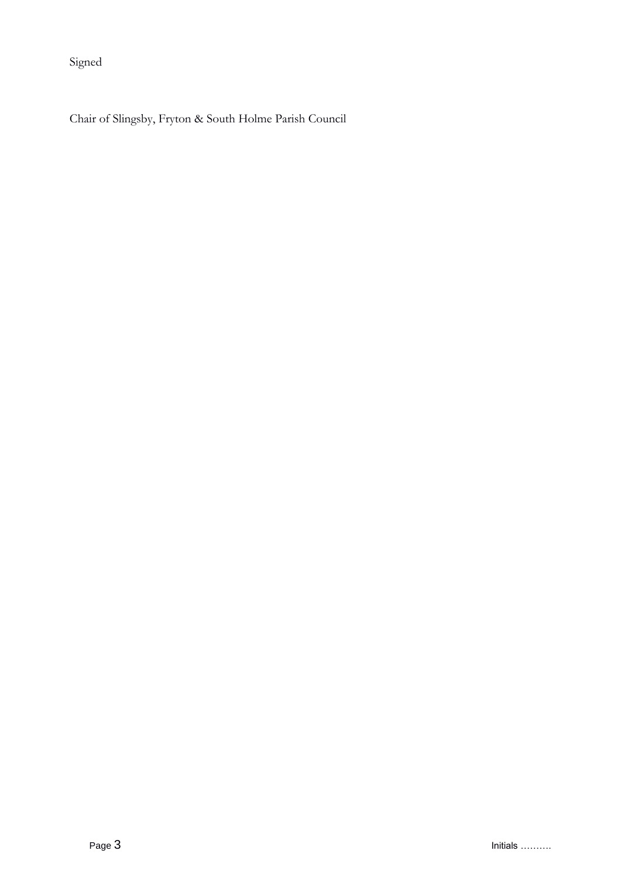Signed

Chair of Slingsby, Fryton & South Holme Parish Council

Initials ……….